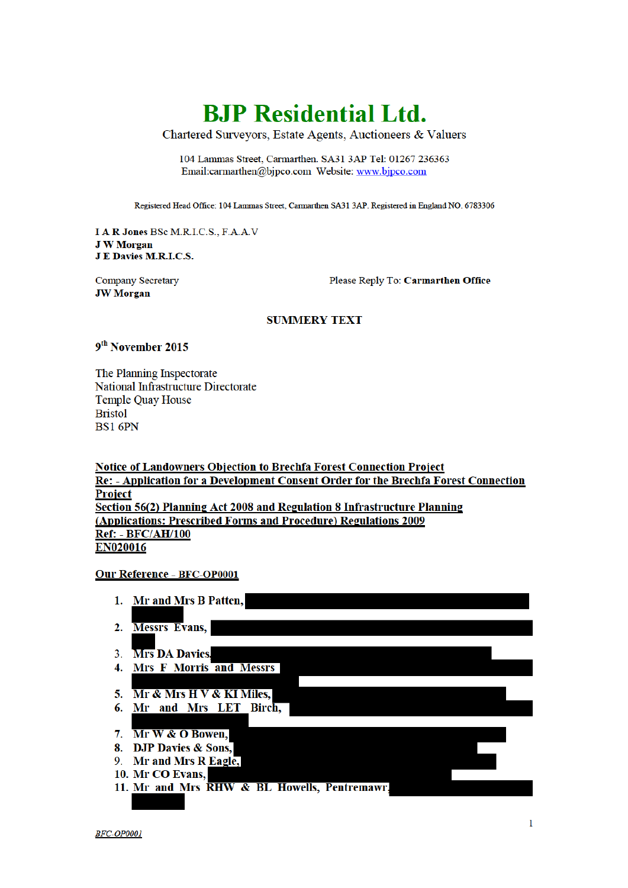# BJP Residential Ltd.

Chartered Surveyors, Estate Agents, Auctioneers & Valuers

104 Lammas Street, Carmarthen. SA31 3AP Tel: 01267 236363
Email:carmarthen@bjpco.com Website: www.bjpco.com

Registered Head Office: 104 Lammas Street, Carmarthen SA31 3AP. Registered in England NO. 6783306

**I A R Jones** BSc M.R.I.C.S., F.A.A.V
**J W Morgan**
**J E Davies M.R.I.C.S.**

Company Secretary
**JW Morgan**

Please Reply To: **Carmarthen Office**

**SUMMERY TEXT**

**9th November 2015**

The Planning Inspectorate
National Infrastructure Directorate
Temple Quay House
Bristol
BS1 6PN

**Notice of Landowners Objection to Brechfa Forest Connection Project**
**Re: - Application for a Development Consent Order for the Brechfa Forest Connection Project**
**Section 56(2) Planning Act 2008 and Regulation 8 Infrastructure Planning (Applications: Prescribed Forms and Procedure) Regulations 2009**
**Ref: - BFC/AH/100**
**EN020016**

**Our Reference – BFC-OP0001**

1. **Mr and Mrs B Patten,**
2. **Messrs Evans,**
3. **Mrs DA Davies,**
4. **Mrs F Morris and Messrs**
5. **Mr & Mrs H V & KI Miles,**
6. **Mr and Mrs LET Birch,**
7. **Mr W & O Bowen,**
8. **DJP Davies & Sons,**
9. **Mr and Mrs R Eagle,**
10. **Mr CO Evans,**
11. **Mr and Mrs RHW & BL Howells, Pentremawr,**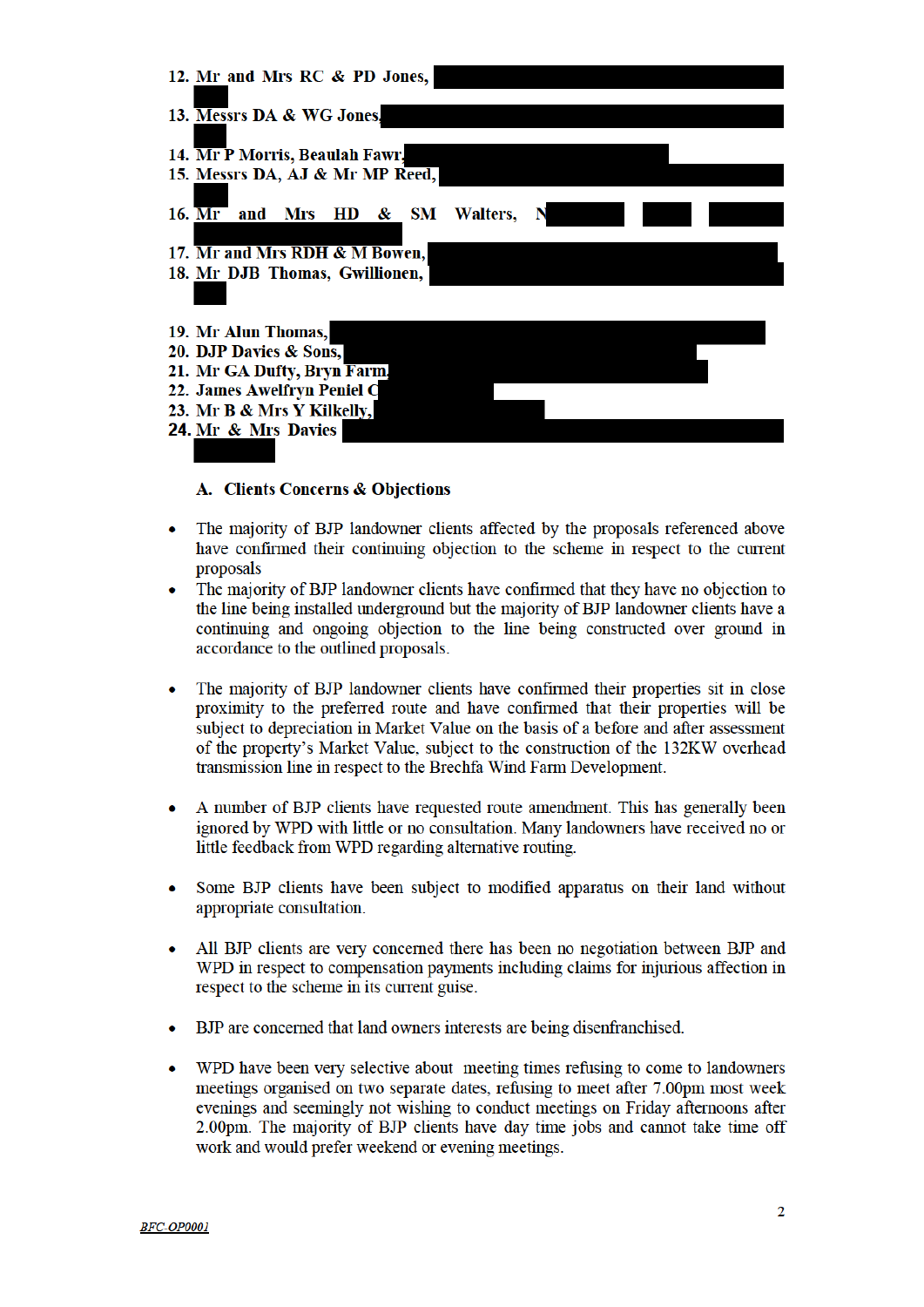12. Mr and Mrs RC & PD Jones,
13. Messrs DA & WG Jones,
14. Mr P Morris, Beaulah Fawr,
15. Messrs DA, AJ & Mr MP Reed,
16. Mr and Mrs HD & SM Walters, N
17. Mr and Mrs RDH & M Bowen,
18. Mr DJB Thomas, Gwillionen,
19. Mr Alun Thomas,
20. DJP Davies & Sons,
21. Mr GA Dufty, Bryn Farm,
22. James Awelfryn Peniel C
23. Mr B & Mrs Y Kilkelly,
24. Mr & Mrs Davies

## A. Clients Concerns & Objections

- The majority of BJP landowner clients affected by the proposals referenced above have confirmed their continuing objection to the scheme in respect to the current proposals
- The majority of BJP landowner clients have confirmed that they have no objection to the line being installed underground but the majority of BJP landowner clients have a continuing and ongoing objection to the line being constructed over ground in accordance to the outlined proposals.
- The majority of BJP landowner clients have confirmed their properties sit in close proximity to the preferred route and have confirmed that their properties will be subject to depreciation in Market Value on the basis of a before and after assessment of the property's Market Value, subject to the construction of the 132KW overhead transmission line in respect to the Brechfa Wind Farm Development.
- A number of BJP clients have requested route amendment. This has generally been ignored by WPD with little or no consultation. Many landowners have received no or little feedback from WPD regarding alternative routing.
- Some BJP clients have been subject to modified apparatus on their land without appropriate consultation.
- All BJP clients are very concerned there has been no negotiation between BJP and WPD in respect to compensation payments including claims for injurious affection in respect to the scheme in its current guise.
- BJP are concerned that land owners interests are being disenfranchised.
- WPD have been very selective about meeting times refusing to come to landowners meetings organised on two separate dates, refusing to meet after 7.00pm most week evenings and seemingly not wishing to conduct meetings on Friday afternoons after 2.00pm. The majority of BJP clients have day time jobs and cannot take time off work and would prefer weekend or evening meetings.

BFC-OP0001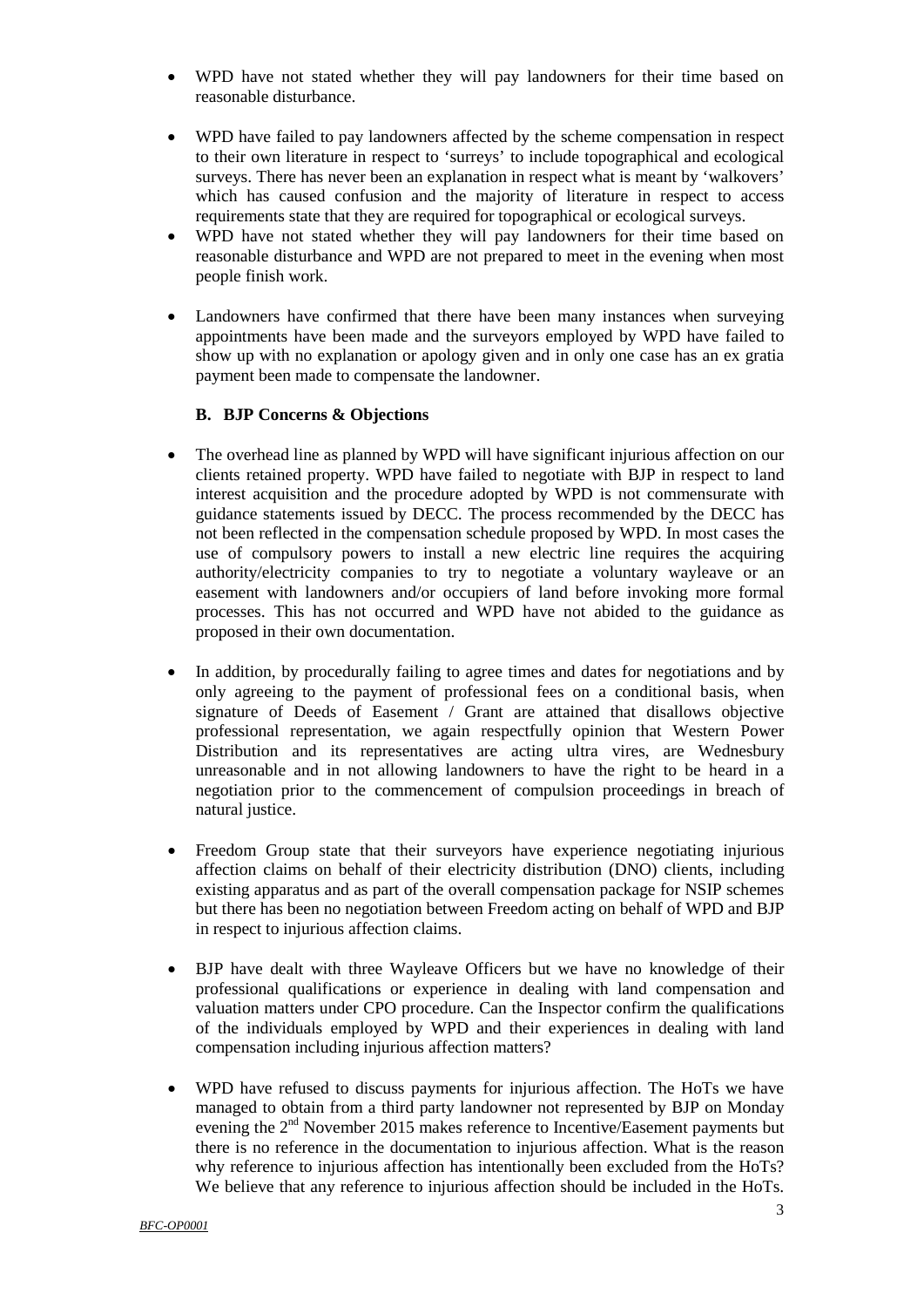- WPD have not stated whether they will pay landowners for their time based on reasonable disturbance.

- WPD have failed to pay landowners affected by the scheme compensation in respect to their own literature in respect to 'surreys' to include topographical and ecological surveys. There has never been an explanation in respect what is meant by 'walkovers' which has caused confusion and the majority of literature in respect to access requirements state that they are required for topographical or ecological surveys.
- WPD have not stated whether they will pay landowners for their time based on reasonable disturbance and WPD are not prepared to meet in the evening when most people finish work.

- Landowners have confirmed that there have been many instances when surveying appointments have been made and the surveyors employed by WPD have failed to show up with no explanation or apology given and in only one case has an ex gratia payment been made to compensate the landowner.

**B. BJP Concerns & Objections**

- The overhead line as planned by WPD will have significant injurious affection on our clients retained property. WPD have failed to negotiate with BJP in respect to land interest acquisition and the procedure adopted by WPD is not commensurate with guidance statements issued by DECC. The process recommended by the DECC has not been reflected in the compensation schedule proposed by WPD. In most cases the use of compulsory powers to install a new electric line requires the acquiring authority/electricity companies to try to negotiate a voluntary wayleave or an easement with landowners and/or occupiers of land before invoking more formal processes. This has not occurred and WPD have not abided to the guidance as proposed in their own documentation.

- In addition, by procedurally failing to agree times and dates for negotiations and by only agreeing to the payment of professional fees on a conditional basis, when signature of Deeds of Easement / Grant are attained that disallows objective professional representation, we again respectfully opinion that Western Power Distribution and its representatives are acting ultra vires, are Wednesbury unreasonable and in not allowing landowners to have the right to be heard in a negotiation prior to the commencement of compulsion proceedings in breach of natural justice.

- Freedom Group state that their surveyors have experience negotiating injurious affection claims on behalf of their electricity distribution (DNO) clients, including existing apparatus and as part of the overall compensation package for NSIP schemes but there has been no negotiation between Freedom acting on behalf of WPD and BJP in respect to injurious affection claims.

- BJP have dealt with three Wayleave Officers but we have no knowledge of their professional qualifications or experience in dealing with land compensation and valuation matters under CPO procedure. Can the Inspector confirm the qualifications of the individuals employed by WPD and their experiences in dealing with land compensation including injurious affection matters?

- WPD have refused to discuss payments for injurious affection. The HoTs we have managed to obtain from a third party landowner not represented by BJP on Monday evening the 2nd November 2015 makes reference to Incentive/Easement payments but there is no reference in the documentation to injurious affection. What is the reason why reference to injurious affection has intentionally been excluded from the HoTs? We believe that any reference to injurious affection should be included in the HoTs.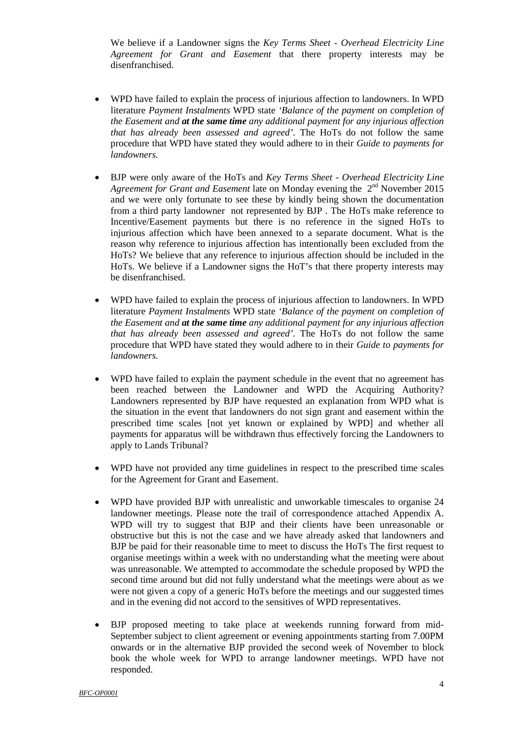We believe if a Landowner signs the *Key Terms Sheet - Overhead Electricity Line Agreement for Grant and Easement* that there property interests may be disenfranchised.

- WPD have failed to explain the process of injurious affection to landowners. In WPD literature *Payment Instalments* WPD state *'Balance of the payment on completion of the Easement and **at the same time** any additional payment for any injurious affection that has already been assessed and agreed'*. The HoTs do not follow the same procedure that WPD have stated they would adhere to in their *Guide to payments for landowners.*

- BJP were only aware of the HoTs and *Key Terms Sheet - Overhead Electricity Line Agreement for Grant and Easement* late on Monday evening the 2nd November 2015 and we were only fortunate to see these by kindly being shown the documentation from a third party landowner not represented by BJP . The HoTs make reference to Incentive/Easement payments but there is no reference in the signed HoTs to injurious affection which have been annexed to a separate document. What is the reason why reference to injurious affection has intentionally been excluded from the HoTs? We believe that any reference to injurious affection should be included in the HoTs. We believe if a Landowner signs the HoT's that there property interests may be disenfranchised.

- WPD have failed to explain the process of injurious affection to landowners. In WPD literature *Payment Instalments* WPD state *'Balance of the payment on completion of the Easement and **at the same time** any additional payment for any injurious affection that has already been assessed and agreed'*. The HoTs do not follow the same procedure that WPD have stated they would adhere to in their *Guide to payments for landowners.*

- WPD have failed to explain the payment schedule in the event that no agreement has been reached between the Landowner and WPD the Acquiring Authority? Landowners represented by BJP have requested an explanation from WPD what is the situation in the event that landowners do not sign grant and easement within the prescribed time scales [not yet known or explained by WPD] and whether all payments for apparatus will be withdrawn thus effectively forcing the Landowners to apply to Lands Tribunal?

- WPD have not provided any time guidelines in respect to the prescribed time scales for the Agreement for Grant and Easement.

- WPD have provided BJP with unrealistic and unworkable timescales to organise 24 landowner meetings. Please note the trail of correspondence attached Appendix A. WPD will try to suggest that BJP and their clients have been unreasonable or obstructive but this is not the case and we have already asked that landowners and BJP be paid for their reasonable time to meet to discuss the HoTs The first request to organise meetings within a week with no understanding what the meeting were about was unreasonable. We attempted to accommodate the schedule proposed by WPD the second time around but did not fully understand what the meetings were about as we were not given a copy of a generic HoTs before the meetings and our suggested times and in the evening did not accord to the sensitives of WPD representatives.

- BJP proposed meeting to take place at weekends running forward from mid-September subject to client agreement or evening appointments starting from 7.00PM onwards or in the alternative BJP provided the second week of November to block book the whole week for WPD to arrange landowner meetings. WPD have not responded.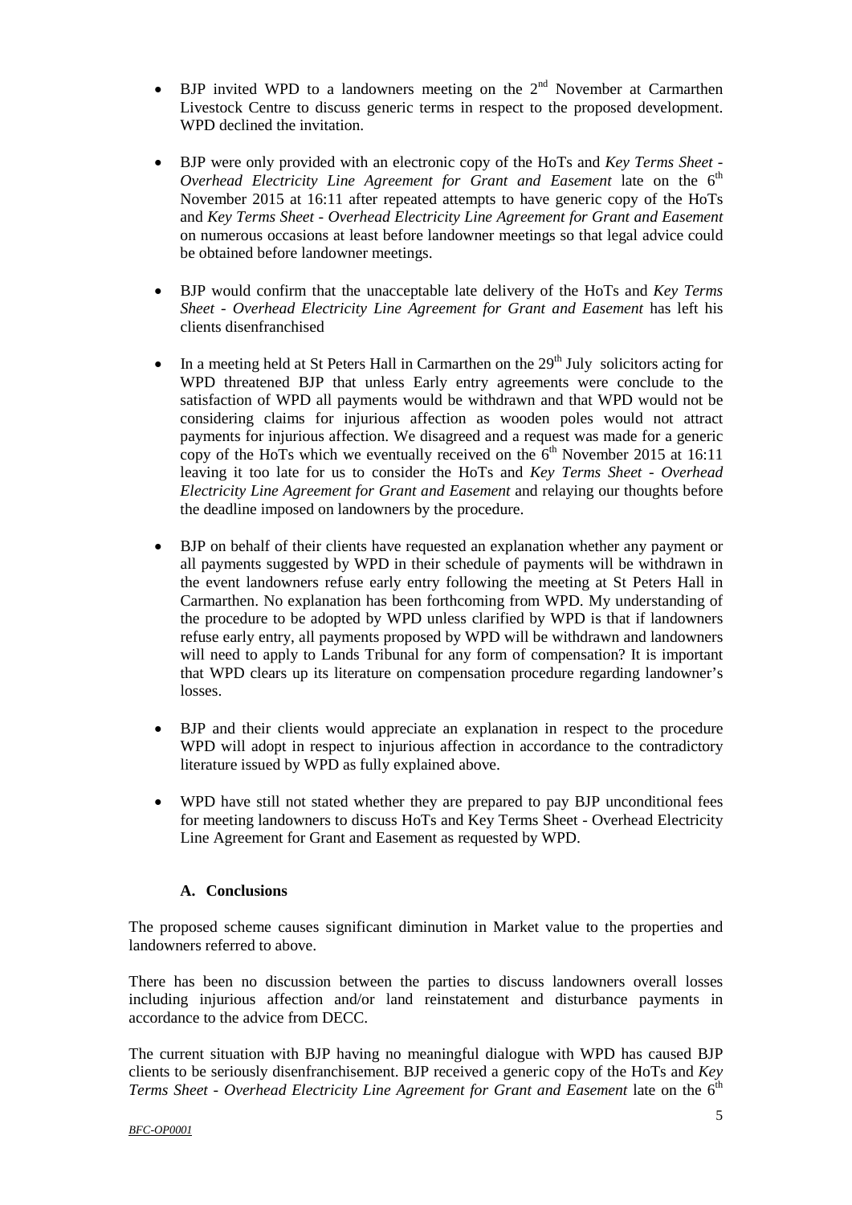- BJP invited WPD to a landowners meeting on the 2nd November at Carmarthen Livestock Centre to discuss generic terms in respect to the proposed development. WPD declined the invitation.

- BJP were only provided with an electronic copy of the HoTs and *Key Terms Sheet - Overhead Electricity Line Agreement for Grant and Easement* late on the 6th November 2015 at 16:11 after repeated attempts to have generic copy of the HoTs and *Key Terms Sheet - Overhead Electricity Line Agreement for Grant and Easement* on numerous occasions at least before landowner meetings so that legal advice could be obtained before landowner meetings.

- BJP would confirm that the unacceptable late delivery of the HoTs and *Key Terms Sheet - Overhead Electricity Line Agreement for Grant and Easement* has left his clients disenfranchised

- In a meeting held at St Peters Hall in Carmarthen on the 29th July solicitors acting for WPD threatened BJP that unless Early entry agreements were conclude to the satisfaction of WPD all payments would be withdrawn and that WPD would not be considering claims for injurious affection as wooden poles would not attract payments for injurious affection. We disagreed and a request was made for a generic copy of the HoTs which we eventually received on the 6th November 2015 at 16:11 leaving it too late for us to consider the HoTs and *Key Terms Sheet - Overhead Electricity Line Agreement for Grant and Easement* and relaying our thoughts before the deadline imposed on landowners by the procedure.

- BJP on behalf of their clients have requested an explanation whether any payment or all payments suggested by WPD in their schedule of payments will be withdrawn in the event landowners refuse early entry following the meeting at St Peters Hall in Carmarthen. No explanation has been forthcoming from WPD. My understanding of the procedure to be adopted by WPD unless clarified by WPD is that if landowners refuse early entry, all payments proposed by WPD will be withdrawn and landowners will need to apply to Lands Tribunal for any form of compensation? It is important that WPD clears up its literature on compensation procedure regarding landowner's losses.

- BJP and their clients would appreciate an explanation in respect to the procedure WPD will adopt in respect to injurious affection in accordance to the contradictory literature issued by WPD as fully explained above.

- WPD have still not stated whether they are prepared to pay BJP unconditional fees for meeting landowners to discuss HoTs and Key Terms Sheet - Overhead Electricity Line Agreement for Grant and Easement as requested by WPD.

### A. Conclusions

The proposed scheme causes significant diminution in Market value to the properties and landowners referred to above.

There has been no discussion between the parties to discuss landowners overall losses including injurious affection and/or land reinstatement and disturbance payments in accordance to the advice from DECC.

The current situation with BJP having no meaningful dialogue with WPD has caused BJP clients to be seriously disenfranchisement. BJP received a generic copy of the HoTs and *Key Terms Sheet - Overhead Electricity Line Agreement for Grant and Easement* late on the 6th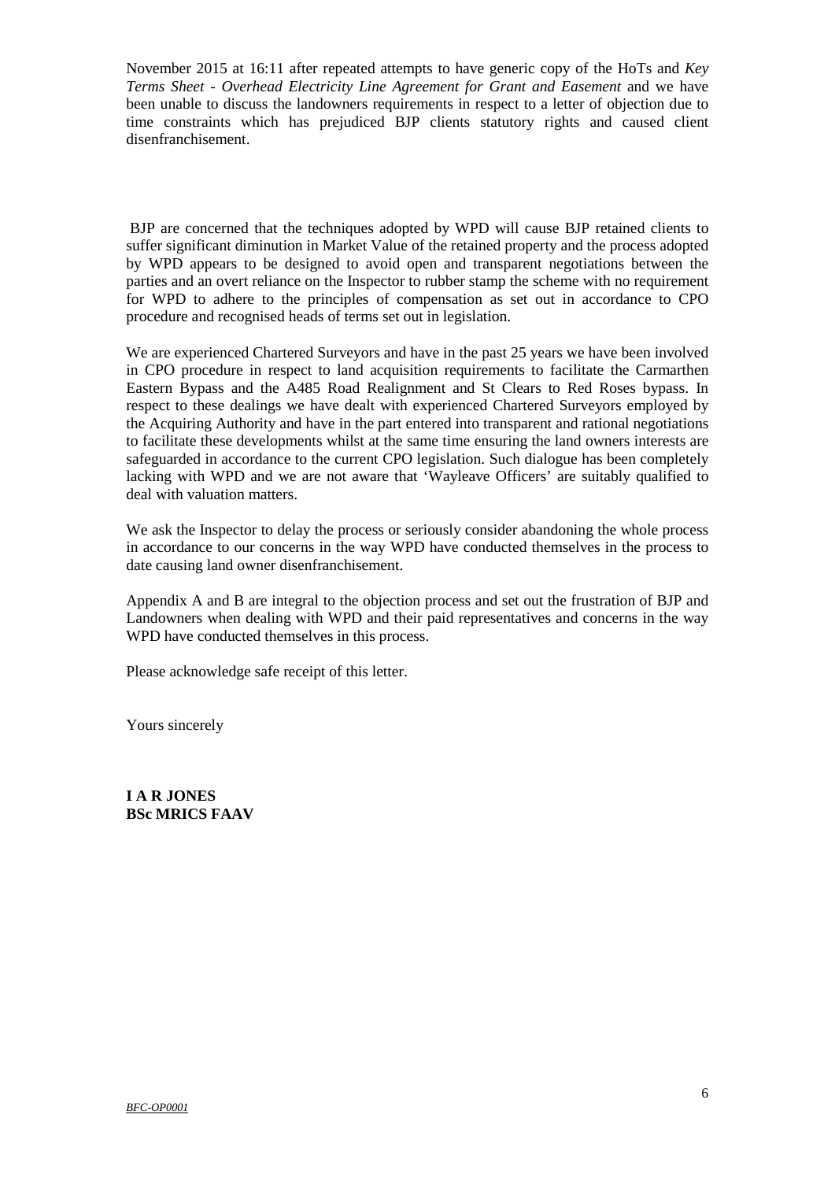November 2015 at 16:11 after repeated attempts to have generic copy of the HoTs and *Key Terms Sheet - Overhead Electricity Line Agreement for Grant and Easement* and we have been unable to discuss the landowners requirements in respect to a letter of objection due to time constraints which has prejudiced BJP clients statutory rights and caused client disenfranchisement.

BJP are concerned that the techniques adopted by WPD will cause BJP retained clients to suffer significant diminution in Market Value of the retained property and the process adopted by WPD appears to be designed to avoid open and transparent negotiations between the parties and an overt reliance on the Inspector to rubber stamp the scheme with no requirement for WPD to adhere to the principles of compensation as set out in accordance to CPO procedure and recognised heads of terms set out in legislation.

We are experienced Chartered Surveyors and have in the past 25 years we have been involved in CPO procedure in respect to land acquisition requirements to facilitate the Carmarthen Eastern Bypass and the A485 Road Realignment and St Clears to Red Roses bypass. In respect to these dealings we have dealt with experienced Chartered Surveyors employed by the Acquiring Authority and have in the part entered into transparent and rational negotiations to facilitate these developments whilst at the same time ensuring the land owners interests are safeguarded in accordance to the current CPO legislation. Such dialogue has been completely lacking with WPD and we are not aware that 'Wayleave Officers' are suitably qualified to deal with valuation matters.

We ask the Inspector to delay the process or seriously consider abandoning the whole process in accordance to our concerns in the way WPD have conducted themselves in the process to date causing land owner disenfranchisement.

Appendix A and B are integral to the objection process and set out the frustration of BJP and Landowners when dealing with WPD and their paid representatives and concerns in the way WPD have conducted themselves in this process.

Please acknowledge safe receipt of this letter.

Yours sincerely

**I A R JONES**
**BSc MRICS FAAV**

*BFC-OP0001*